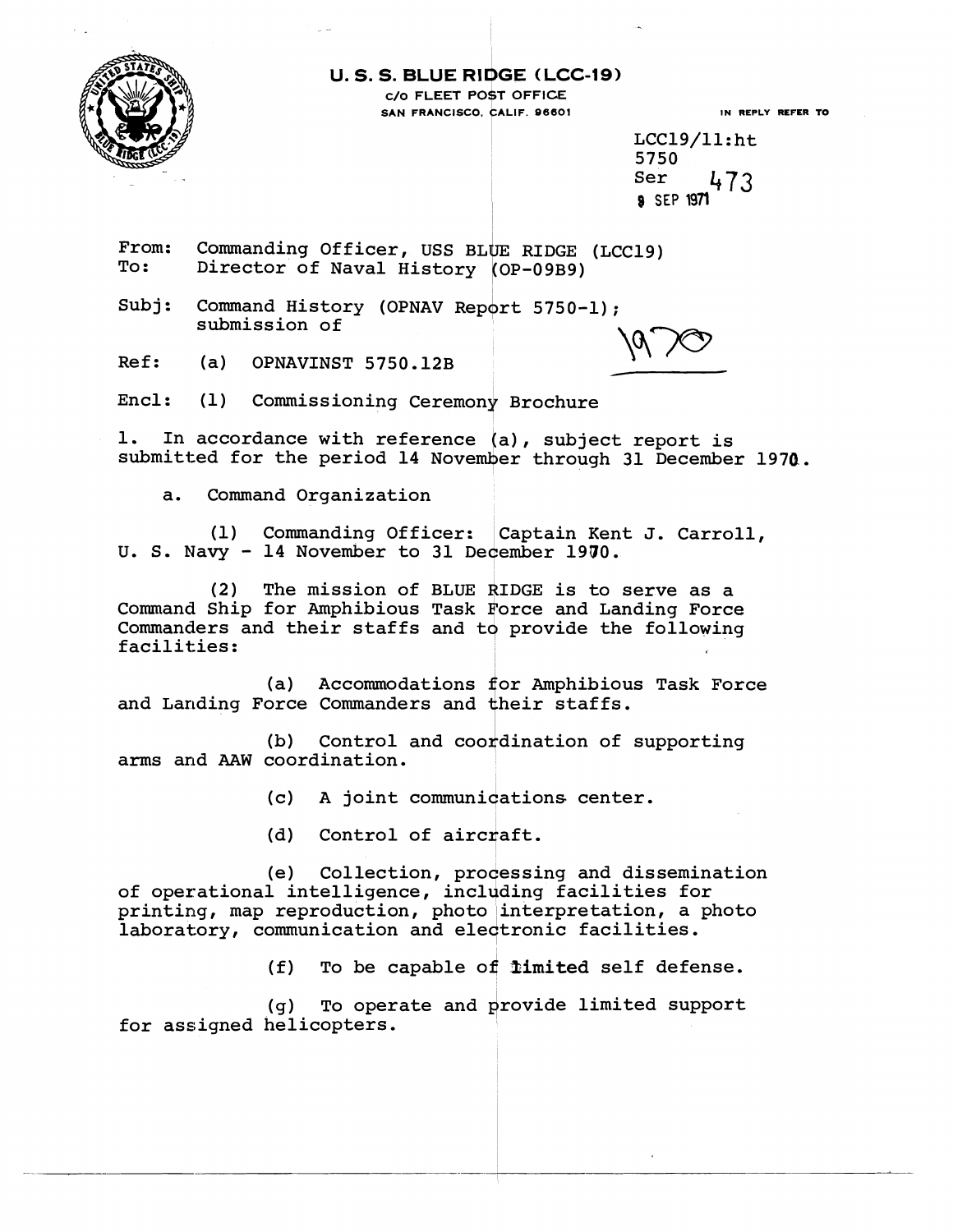**U. S. S. BLUE RIDGE (LCC-19)**
c/o FLEET POST OFFICE
SAN FRANCISCO, CALIF. 96601

IN REPLY REFER TO

LCC19/11:ht
5750
Ser 473
9 SEP 1971

From: Commanding Officer, USS BLUE RIDGE (LCC19)
To: Director of Naval History (OP-09B9)

Subj: Command History (OPNAV Report 5750-1); submission of

1970

Ref: (a) OPNAVINST 5750.12B

Encl: (1) Commissioning Ceremony Brochure

1. In accordance with reference (a), subject report is submitted for the period 14 November through 31 December 1970.

a. Command Organization

(1) Commanding Officer: Captain Kent J. Carroll, U. S. Navy - 14 November to 31 December 1970.

(2) The mission of BLUE RIDGE is to serve as a Command Ship for Amphibious Task Force and Landing Force Commanders and their staffs and to provide the following facilities:

(a) Accommodations for Amphibious Task Force and Landing Force Commanders and their staffs.

(b) Control and coordination of supporting arms and AAW coordination.

(c) A joint communications center.

(d) Control of aircraft.

(e) Collection, processing and dissemination of operational intelligence, including facilities for printing, map reproduction, photo interpretation, a photo laboratory, communication and electronic facilities.

(f) To be capable of limited self defense.

(g) To operate and provide limited support for assigned helicopters.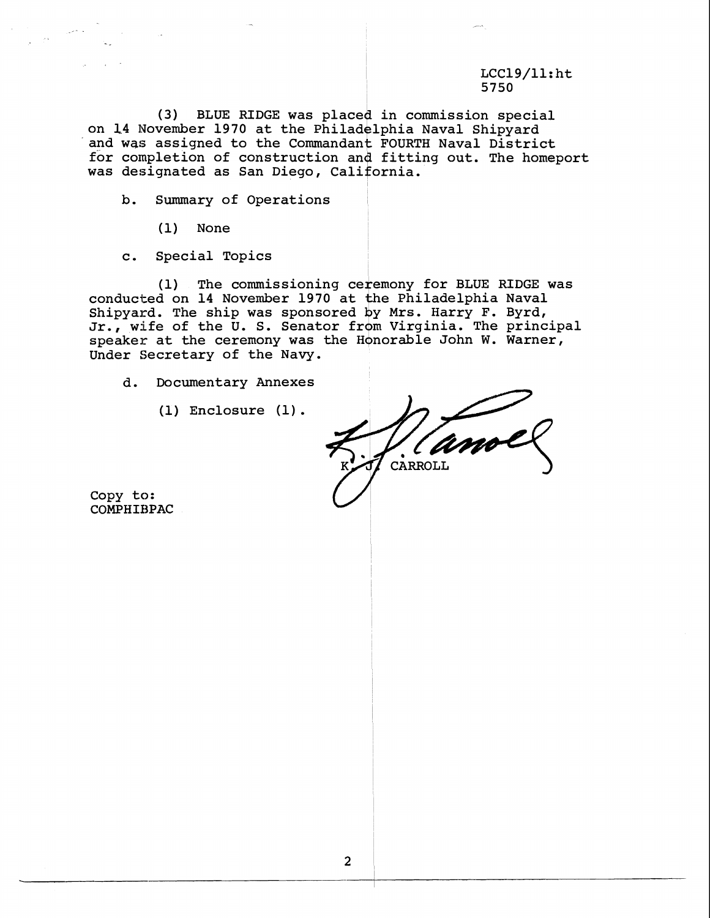LCC19/11:ht
5750

(3) BLUE RIDGE was placed in commission special on 14 November 1970 at the Philadelphia Naval Shipyard and was assigned to the Commandant FOURTH Naval District for completion of construction and fitting out. The homeport was designated as San Diego, California.

b. Summary of Operations

(1) None

c. Special Topics

(1) The commissioning ceremony for BLUE RIDGE was conducted on 14 November 1970 at the Philadelphia Naval Shipyard. The ship was sponsored by Mrs. Harry F. Byrd, Jr., wife of the U. S. Senator from Virginia. The principal speaker at the ceremony was the Honorable John W. Warner, Under Secretary of the Navy.

d. Documentary Annexes

(1) Enclosure (1).

K. J. CARROLL

Copy to:
COMPHIBPAC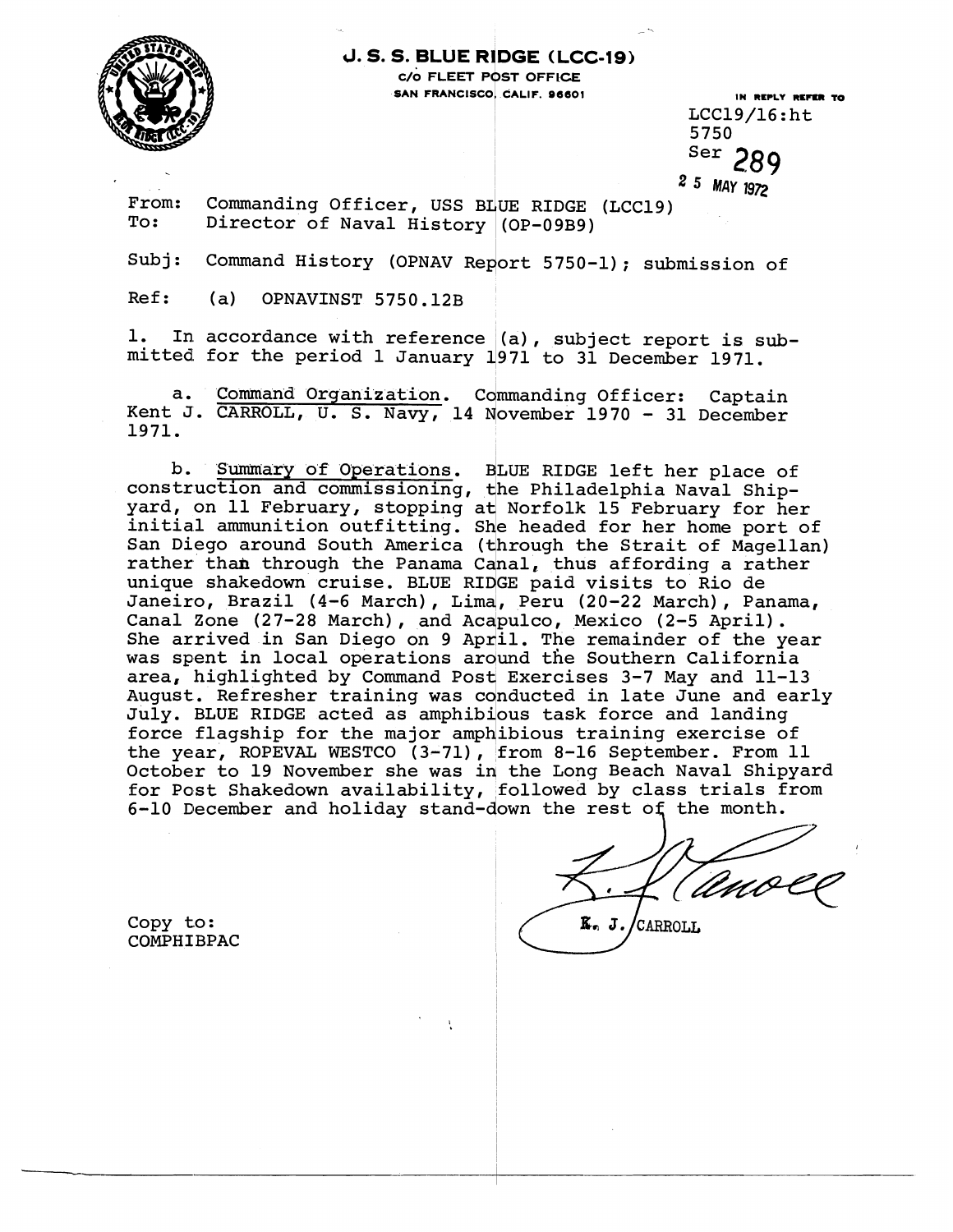**U. S. S. BLUE RIDGE (LCC-19)**
C/O FLEET POST OFFICE
SAN FRANCISCO, CALIF. 96601

IN REPLY REFER TO
LCC19/16:ht
5750
Ser 289
25 MAY 1972

From: Commanding Officer, USS BLUE RIDGE (LCC19)
To: Director of Naval History (OP-09B9)

Subj: Command History (OPNAV Report 5750-1); submission of

Ref: (a) OPNAVINST 5750.12B

1. In accordance with reference (a), subject report is submitted for the period 1 January 1971 to 31 December 1971.

   a. Command Organization. Commanding Officer: Captain Kent J. CARROLL, U. S. Navy, 14 November 1970 - 31 December 1971.

   b. Summary of Operations. BLUE RIDGE left her place of construction and commissioning, the Philadelphia Naval Shipyard, on 11 February, stopping at Norfolk 15 February for her initial ammunition outfitting. She headed for her home port of San Diego around South America (through the Strait of Magellan) rather than through the Panama Canal, thus affording a rather unique shakedown cruise. BLUE RIDGE paid visits to Rio de Janeiro, Brazil (4-6 March), Lima, Peru (20-22 March), Panama, Canal Zone (27-28 March), and Acapulco, Mexico (2-5 April). She arrived in San Diego on 9 April. The remainder of the year was spent in local operations around the Southern California area, highlighted by Command Post Exercises 3-7 May and 11-13 August. Refresher training was conducted in late June and early July. BLUE RIDGE acted as amphibious task force and landing force flagship for the major amphibious training exercise of the year, ROPEVAL WESTCO (3-71), from 8-16 September. From 11 October to 19 November she was in the Long Beach Naval Shipyard for Post Shakedown availability, followed by class trials from 6-10 December and holiday stand-down the rest of the month.

K. J. CARROLL

Copy to:
COMPHIBPAC